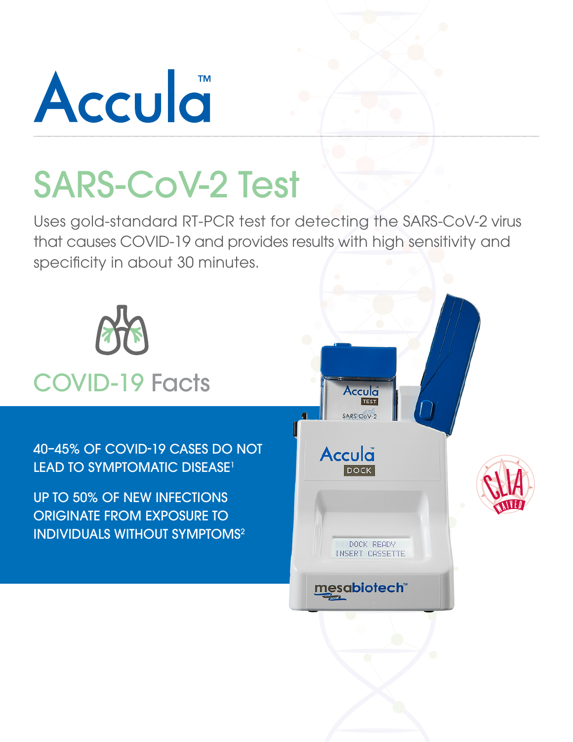# Accula™

## SARS-CoV-2 Test

Uses gold-standard RT-PCR test for detecting the SARS-CoV-2 virus that causes COVID-19 and provides results with high sensitivity and specificity in about 30 minutes.

### COVID-19 Facts

40–45% OF COVID-19 CASES DO NOT LEAD TO SYMPTOMATIC DISEASE[1]

UP TO 50% OF NEW INFECTIONS ORIGINATE FROM EXPOSURE TO INDIVIDUALS WITHOUT SYMPTOMS[2]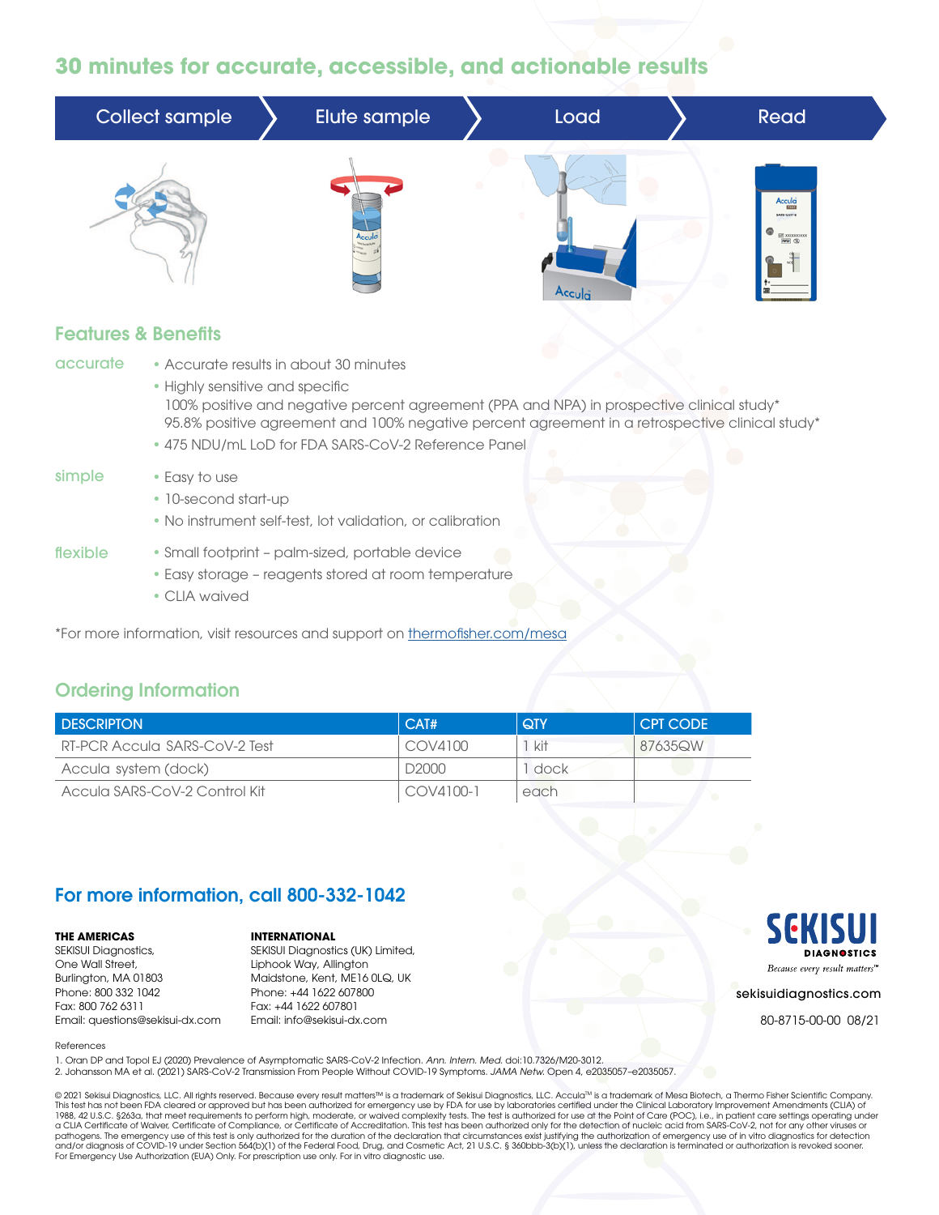## 30 minutes for accurate, accessible, and actionable results

Collect sample → Elute sample → Load → Read

### Features & Benefits

**accurate**
- Accurate results in about 30 minutes
- Highly sensitive and specific
  100% positive and negative percent agreement (PPA and NPA) in prospective clinical study*
  95.8% positive agreement and 100% negative percent agreement in a retrospective clinical study*
- 475 NDU/mL LoD for FDA SARS-CoV-2 Reference Panel

**simple**
- Easy to use
- 10-second start-up
- No instrument self-test, lot validation, or calibration

**flexible**
- Small footprint – palm-sized, portable device
- Easy storage – reagents stored at room temperature
- CLIA waived

*For more information, visit resources and support on thermofisher.com/mesa

### Ordering Information

| DESCRIPTON | CAT# | QTY | CPT CODE |
|---|---|---|---|
| RT-PCR Accula SARS-CoV-2 Test | COV4100 | 1 kit | 87635QW |
| Accula system (dock) | D2000 | 1 dock | |
| Accula SARS-CoV-2 Control Kit | COV4100-1 | each | |

### For more information, call 800-332-1042

**THE AMERICAS**
SEKISUI Diagnostics,
One Wall Street,
Burlington, MA 01803
Phone: 800 332 1042
Fax: 800 762 6311
Email: questions@sekisui-dx.com

**INTERNATIONAL**
SEKISUI Diagnostics (UK) Limited,
Liphook Way, Allington
Maidstone, Kent, ME16 0LQ, UK
Phone: +44 1622 607800
Fax: +44 1622 607801
Email: info@sekisui-dx.com

SEKISUI DIAGNOSTICS
*Because every result matters™*

sekisuidiagnostics.com

80-8715-00-00 08/21

References
1. Oran DP and Topol EJ (2020) Prevalence of Asymptomatic SARS-CoV-2 Infection. *Ann. Intern. Med.* doi:10.7326/M20-3012.
2. Johansson MA et al. (2021) SARS-CoV-2 Transmission From People Without COVID-19 Symptoms. *JAMA Netw.* Open 4, e2035057–e2035057.

© 2021 Sekisui Diagnostics, LLC. All rights reserved. Because every result matters™ is a trademark of Sekisui Diagnostics, LLC. Accula™ is a trademark of Mesa Biotech, a Thermo Fisher Scientific Company. This test has not been FDA cleared or approved but has been authorized for emergency use by FDA for use by laboratories certified under the Clinical Laboratory Improvement Amendments (CLIA) of 1988, 42 U.S.C. §263a, that meet requirements to perform high, moderate, or waived complexity tests. The test is authorized for use at the Point of Care (POC), i.e., in patient care settings operating under a CLIA Certificate of Waiver, Certificate of Compliance, or Certificate of Accreditation. This test has been authorized only for the detection of nucleic acid from SARS-CoV-2, not for any other viruses or pathogens. The emergency use of this test is only authorized for the duration of the declaration that circumstances exist justifying the authorization of emergency use of in vitro diagnostics for detection and/or diagnosis of COVID-19 under Section 564(b)(1) of the Federal Food, Drug, and Cosmetic Act, 21 U.S.C. § 360bbb-3(b)(1), unless the declaration is terminated or authorization is revoked sooner. For Emergency Use Authorization (EUA) Only. For prescription use only. For in vitro diagnostic use.